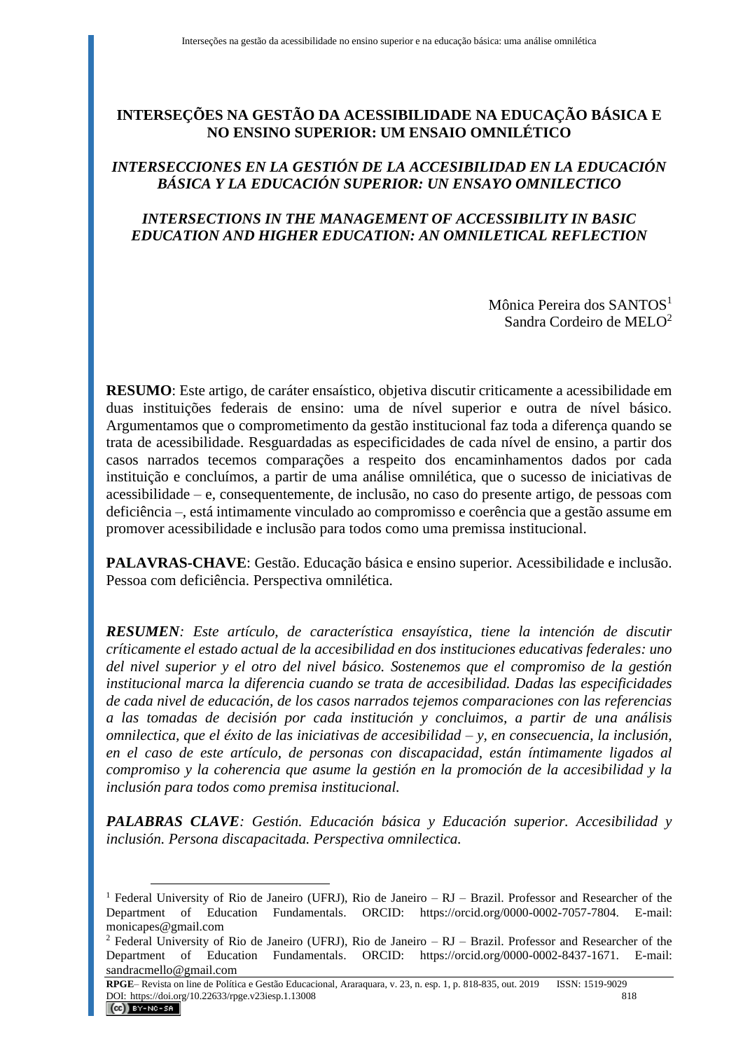# INTERSEÇÕES NA GESTÃO DA ACESSIBILIDADE NA EDUCAÇÃO BÁSICA E NO ENSINO SUPERIOR: UM ENSAIO OMNILÉTICO

## *INTERSECCIONES EN LA GESTIÓN DE LA ACCESIBILIDAD EN LA EDUCACIÓN BÁSICA Y LA EDUCACIÓN SUPERIOR: UN ENSAYO OMNILECTICO*

## *INTERSECTIONS IN THE MANAGEMENT OF ACCESSIBILITY IN BASIC EDUCATION AND HIGHER EDUCATION: AN OMNILETICAL REFLECTION*

Mônica Pereira dos SANTOS[1]
Sandra Cordeiro de MELO[2]

**RESUMO**: Este artigo, de caráter ensaístico, objetiva discutir criticamente a acessibilidade em duas instituições federais de ensino: uma de nível superior e outra de nível básico. Argumentamos que o comprometimento da gestão institucional faz toda a diferença quando se trata de acessibilidade. Resguardadas as especificidades de cada nível de ensino, a partir dos casos narrados tecemos comparações a respeito dos encaminhamentos dados por cada instituição e concluímos, a partir de uma análise omnilética, que o sucesso de iniciativas de acessibilidade – e, consequentemente, de inclusão, no caso do presente artigo, de pessoas com deficiência –, está intimamente vinculado ao compromisso e coerência que a gestão assume em promover acessibilidade e inclusão para todos como uma premissa institucional.

**PALAVRAS-CHAVE**: Gestão. Educação básica e ensino superior. Acessibilidade e inclusão. Pessoa com deficiência. Perspectiva omnilética.

***RESUMEN****: Este artículo, de característica ensayística, tiene la intención de discutir críticamente el estado actual de la accesibilidad en dos instituciones educativas federales: uno del nivel superior y el otro del nivel básico. Sostenemos que el compromiso de la gestión institucional marca la diferencia cuando se trata de accesibilidad. Dadas las especificidades de cada nivel de educación, de los casos narrados tejemos comparaciones con las referencias a las tomadas de decisión por cada institución y concluimos, a partir de una análisis omnilectica, que el éxito de las iniciativas de accesibilidad – y, en consecuencia, la inclusión, en el caso de este artículo, de personas con discapacidad, están íntimamente ligados al compromiso y la coherencia que asume la gestión en la promoción de la accesibilidad y la inclusión para todos como premisa institucional.*

***PALABRAS CLAVE****: Gestión. Educación básica y Educación superior. Accesibilidad y inclusión. Persona discapacitada. Perspectiva omnilectica.*

---

[1] Federal University of Rio de Janeiro (UFRJ), Rio de Janeiro – RJ – Brazil. Professor and Researcher of the Department of Education Fundamentals. ORCID: https://orcid.org/0000-0002-7057-7804. E-mail: monicapes@gmail.com

[2] Federal University of Rio de Janeiro (UFRJ), Rio de Janeiro – RJ – Brazil. Professor and Researcher of the Department of Education Fundamentals. ORCID: https://orcid.org/0000-0002-8437-1671. E-mail: sandracmello@gmail.com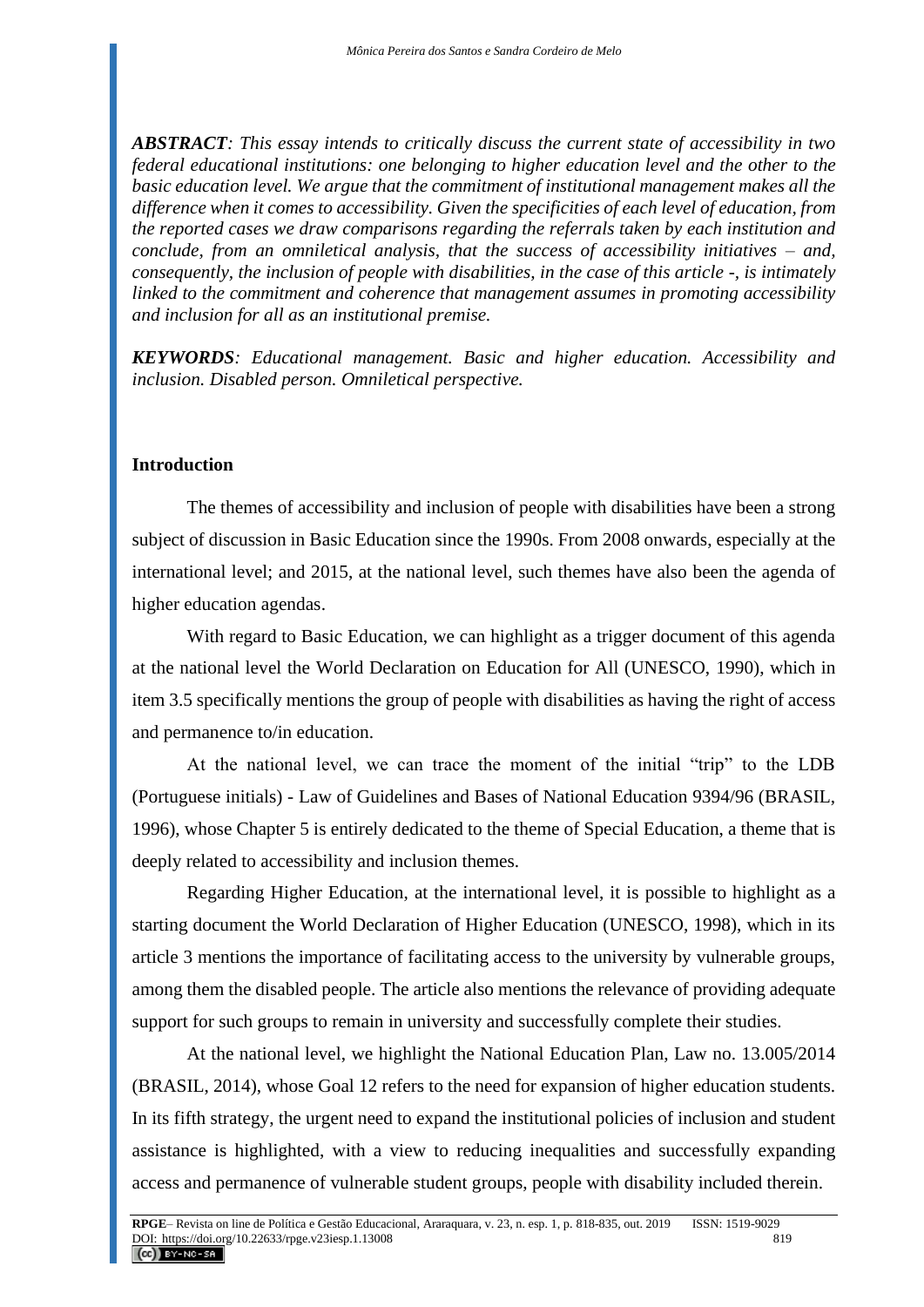***ABSTRACT**: This essay intends to critically discuss the current state of accessibility in two federal educational institutions: one belonging to higher education level and the other to the basic education level. We argue that the commitment of institutional management makes all the difference when it comes to accessibility. Given the specificities of each level of education, from the reported cases we draw comparisons regarding the referrals taken by each institution and conclude, from an omniletical analysis, that the success of accessibility initiatives – and, consequently, the inclusion of people with disabilities, in the case of this article -, is intimately linked to the commitment and coherence that management assumes in promoting accessibility and inclusion for all as an institutional premise.*

***KEYWORDS**: Educational management. Basic and higher education. Accessibility and inclusion. Disabled person. Omniletical perspective.*

## Introduction

The themes of accessibility and inclusion of people with disabilities have been a strong subject of discussion in Basic Education since the 1990s. From 2008 onwards, especially at the international level; and 2015, at the national level, such themes have also been the agenda of higher education agendas.

With regard to Basic Education, we can highlight as a trigger document of this agenda at the national level the World Declaration on Education for All (UNESCO, 1990), which in item 3.5 specifically mentions the group of people with disabilities as having the right of access and permanence to/in education.

At the national level, we can trace the moment of the initial "trip" to the LDB (Portuguese initials) - Law of Guidelines and Bases of National Education 9394/96 (BRASIL, 1996), whose Chapter 5 is entirely dedicated to the theme of Special Education, a theme that is deeply related to accessibility and inclusion themes.

Regarding Higher Education, at the international level, it is possible to highlight as a starting document the World Declaration of Higher Education (UNESCO, 1998), which in its article 3 mentions the importance of facilitating access to the university by vulnerable groups, among them the disabled people. The article also mentions the relevance of providing adequate support for such groups to remain in university and successfully complete their studies.

At the national level, we highlight the National Education Plan, Law no. 13.005/2014 (BRASIL, 2014), whose Goal 12 refers to the need for expansion of higher education students. In its fifth strategy, the urgent need to expand the institutional policies of inclusion and student assistance is highlighted, with a view to reducing inequalities and successfully expanding access and permanence of vulnerable student groups, people with disability included therein.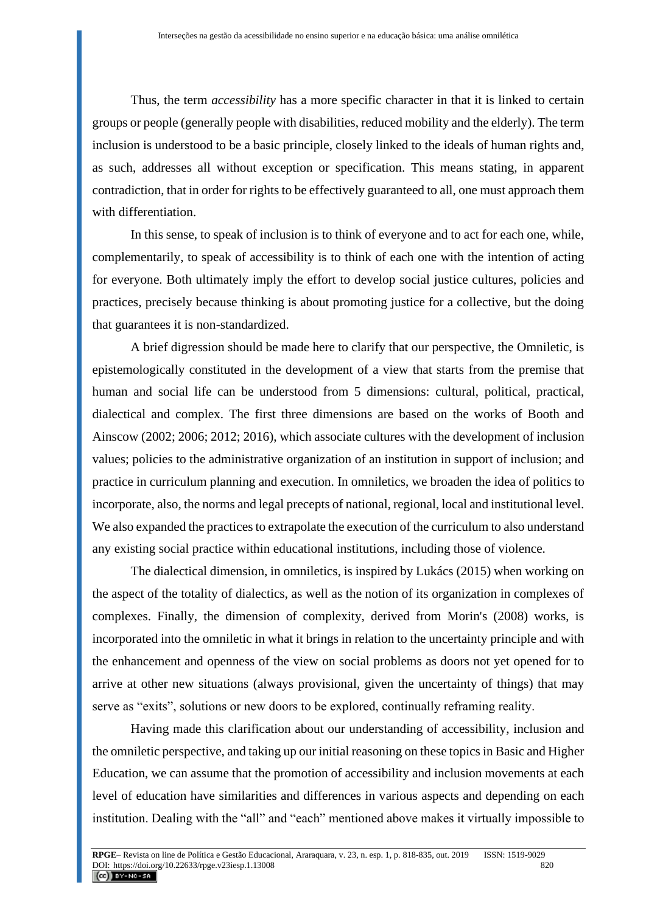Thus, the term *accessibility* has a more specific character in that it is linked to certain groups or people (generally people with disabilities, reduced mobility and the elderly). The term inclusion is understood to be a basic principle, closely linked to the ideals of human rights and, as such, addresses all without exception or specification. This means stating, in apparent contradiction, that in order for rights to be effectively guaranteed to all, one must approach them with differentiation.

In this sense, to speak of inclusion is to think of everyone and to act for each one, while, complementarily, to speak of accessibility is to think of each one with the intention of acting for everyone. Both ultimately imply the effort to develop social justice cultures, policies and practices, precisely because thinking is about promoting justice for a collective, but the doing that guarantees it is non-standardized.

A brief digression should be made here to clarify that our perspective, the Omniletic, is epistemologically constituted in the development of a view that starts from the premise that human and social life can be understood from 5 dimensions: cultural, political, practical, dialectical and complex. The first three dimensions are based on the works of Booth and Ainscow (2002; 2006; 2012; 2016), which associate cultures with the development of inclusion values; policies to the administrative organization of an institution in support of inclusion; and practice in curriculum planning and execution. In omniletics, we broaden the idea of politics to incorporate, also, the norms and legal precepts of national, regional, local and institutional level. We also expanded the practices to extrapolate the execution of the curriculum to also understand any existing social practice within educational institutions, including those of violence.

The dialectical dimension, in omniletics, is inspired by Lukács (2015) when working on the aspect of the totality of dialectics, as well as the notion of its organization in complexes of complexes. Finally, the dimension of complexity, derived from Morin's (2008) works, is incorporated into the omniletic in what it brings in relation to the uncertainty principle and with the enhancement and openness of the view on social problems as doors not yet opened for to arrive at other new situations (always provisional, given the uncertainty of things) that may serve as "exits", solutions or new doors to be explored, continually reframing reality.

Having made this clarification about our understanding of accessibility, inclusion and the omniletic perspective, and taking up our initial reasoning on these topics in Basic and Higher Education, we can assume that the promotion of accessibility and inclusion movements at each level of education have similarities and differences in various aspects and depending on each institution. Dealing with the "all" and "each" mentioned above makes it virtually impossible to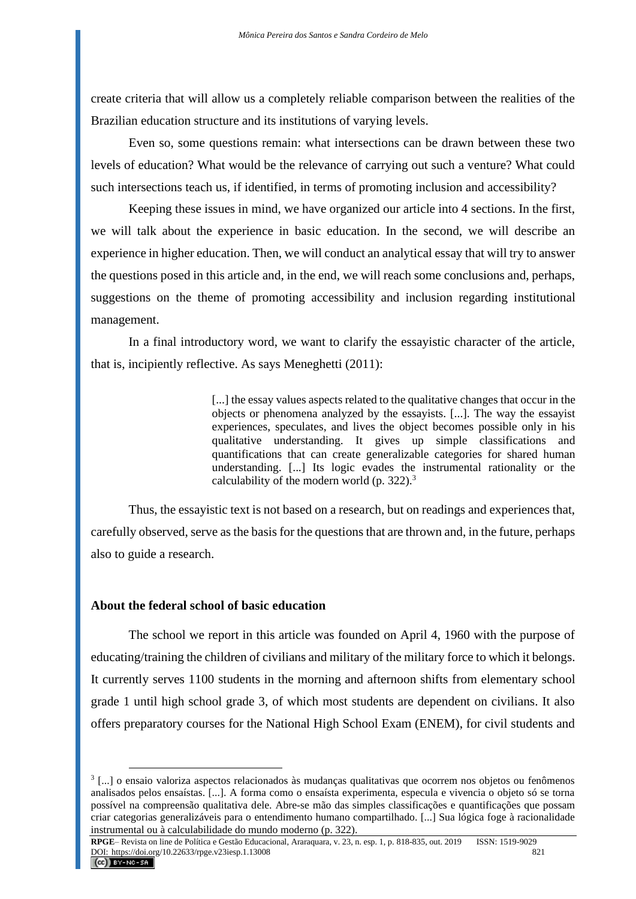create criteria that will allow us a completely reliable comparison between the realities of the Brazilian education structure and its institutions of varying levels.

Even so, some questions remain: what intersections can be drawn between these two levels of education? What would be the relevance of carrying out such a venture? What could such intersections teach us, if identified, in terms of promoting inclusion and accessibility?

Keeping these issues in mind, we have organized our article into 4 sections. In the first, we will talk about the experience in basic education. In the second, we will describe an experience in higher education. Then, we will conduct an analytical essay that will try to answer the questions posed in this article and, in the end, we will reach some conclusions and, perhaps, suggestions on the theme of promoting accessibility and inclusion regarding institutional management.

In a final introductory word, we want to clarify the essayistic character of the article, that is, incipiently reflective. As says Meneghetti (2011):

> [...] the essay values aspects related to the qualitative changes that occur in the objects or phenomena analyzed by the essayists. [...]. The way the essayist experiences, speculates, and lives the object becomes possible only in his qualitative understanding. It gives up simple classifications and quantifications that can create generalizable categories for shared human understanding. [...] Its logic evades the instrumental rationality or the calculability of the modern world (p. 322).[3]

Thus, the essayistic text is not based on a research, but on readings and experiences that, carefully observed, serve as the basis for the questions that are thrown and, in the future, perhaps also to guide a research.

## About the federal school of basic education

The school we report in this article was founded on April 4, 1960 with the purpose of educating/training the children of civilians and military of the military force to which it belongs. It currently serves 1100 students in the morning and afternoon shifts from elementary school grade 1 until high school grade 3, of which most students are dependent on civilians. It also offers preparatory courses for the National High School Exam (ENEM), for civil students and

---

[3] [...] o ensaio valoriza aspectos relacionados às mudanças qualitativas que ocorrem nos objetos ou fenômenos analisados pelos ensaístas. [...]. A forma como o ensaísta experimenta, especula e vivencia o objeto só se torna possível na compreensão qualitativa dele. Abre-se mão das simples classificações e quantificações que possam criar categorias generalizáveis para o entendimento humano compartilhado. [...] Sua lógica foge à racionalidade instrumental ou à calculabilidade do mundo moderno (p. 322).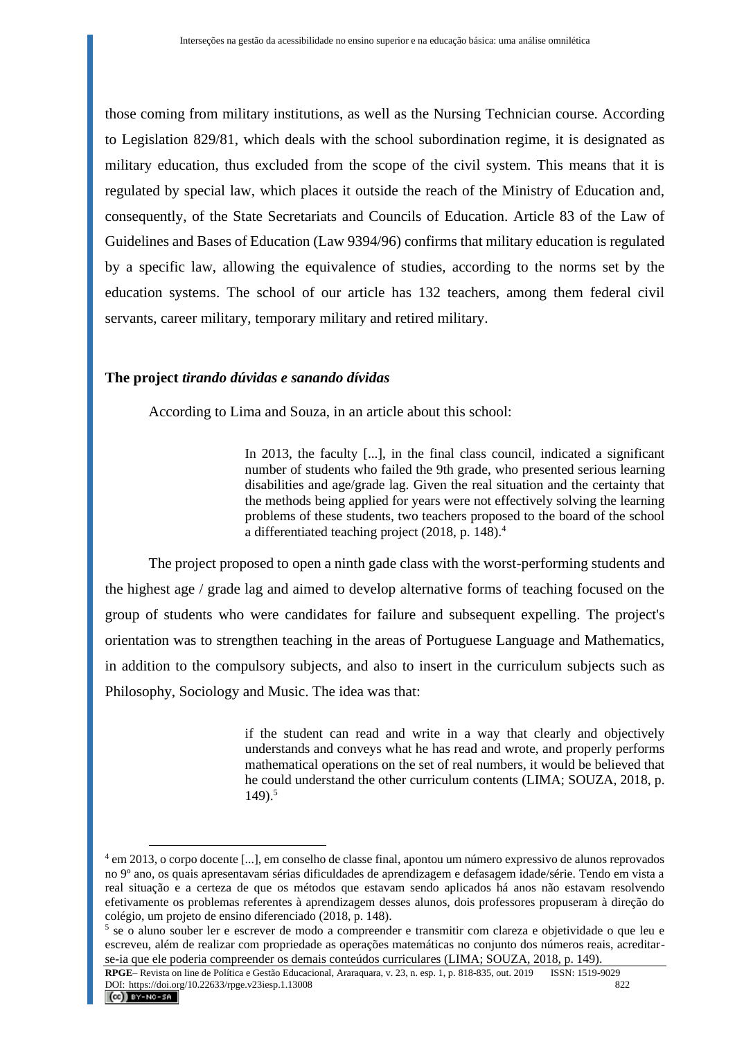those coming from military institutions, as well as the Nursing Technician course. According to Legislation 829/81, which deals with the school subordination regime, it is designated as military education, thus excluded from the scope of the civil system. This means that it is regulated by special law, which places it outside the reach of the Ministry of Education and, consequently, of the State Secretariats and Councils of Education. Article 83 of the Law of Guidelines and Bases of Education (Law 9394/96) confirms that military education is regulated by a specific law, allowing the equivalence of studies, according to the norms set by the education systems. The school of our article has 132 teachers, among them federal civil servants, career military, temporary military and retired military.

### The project *tirando dúvidas e sanando dívidas*

According to Lima and Souza, in an article about this school:

> In 2013, the faculty [...], in the final class council, indicated a significant number of students who failed the 9th grade, who presented serious learning disabilities and age/grade lag. Given the real situation and the certainty that the methods being applied for years were not effectively solving the learning problems of these students, two teachers proposed to the board of the school a differentiated teaching project (2018, p. 148).[4]

The project proposed to open a ninth gade class with the worst-performing students and the highest age / grade lag and aimed to develop alternative forms of teaching focused on the group of students who were candidates for failure and subsequent expelling. The project's orientation was to strengthen teaching in the areas of Portuguese Language and Mathematics, in addition to the compulsory subjects, and also to insert in the curriculum subjects such as Philosophy, Sociology and Music. The idea was that:

> if the student can read and write in a way that clearly and objectively understands and conveys what he has read and wrote, and properly performs mathematical operations on the set of real numbers, it would be believed that he could understand the other curriculum contents (LIMA; SOUZA, 2018, p. 149).[5]

---

[4] em 2013, o corpo docente [...], em conselho de classe final, apontou um número expressivo de alunos reprovados no 9º ano, os quais apresentavam sérias dificuldades de aprendizagem e defasagem idade/série. Tendo em vista a real situação e a certeza de que os métodos que estavam sendo aplicados há anos não estavam resolvendo efetivamente os problemas referentes à aprendizagem desses alunos, dois professores propuseram à direção do colégio, um projeto de ensino diferenciado (2018, p. 148).

[5] se o aluno souber ler e escrever de modo a compreender e transmitir com clareza e objetividade o que leu e escreveu, além de realizar com propriedade as operações matemáticas no conjunto dos números reais, acreditar-se-ia que ele poderia compreender os demais conteúdos curriculares (LIMA; SOUZA, 2018, p. 149).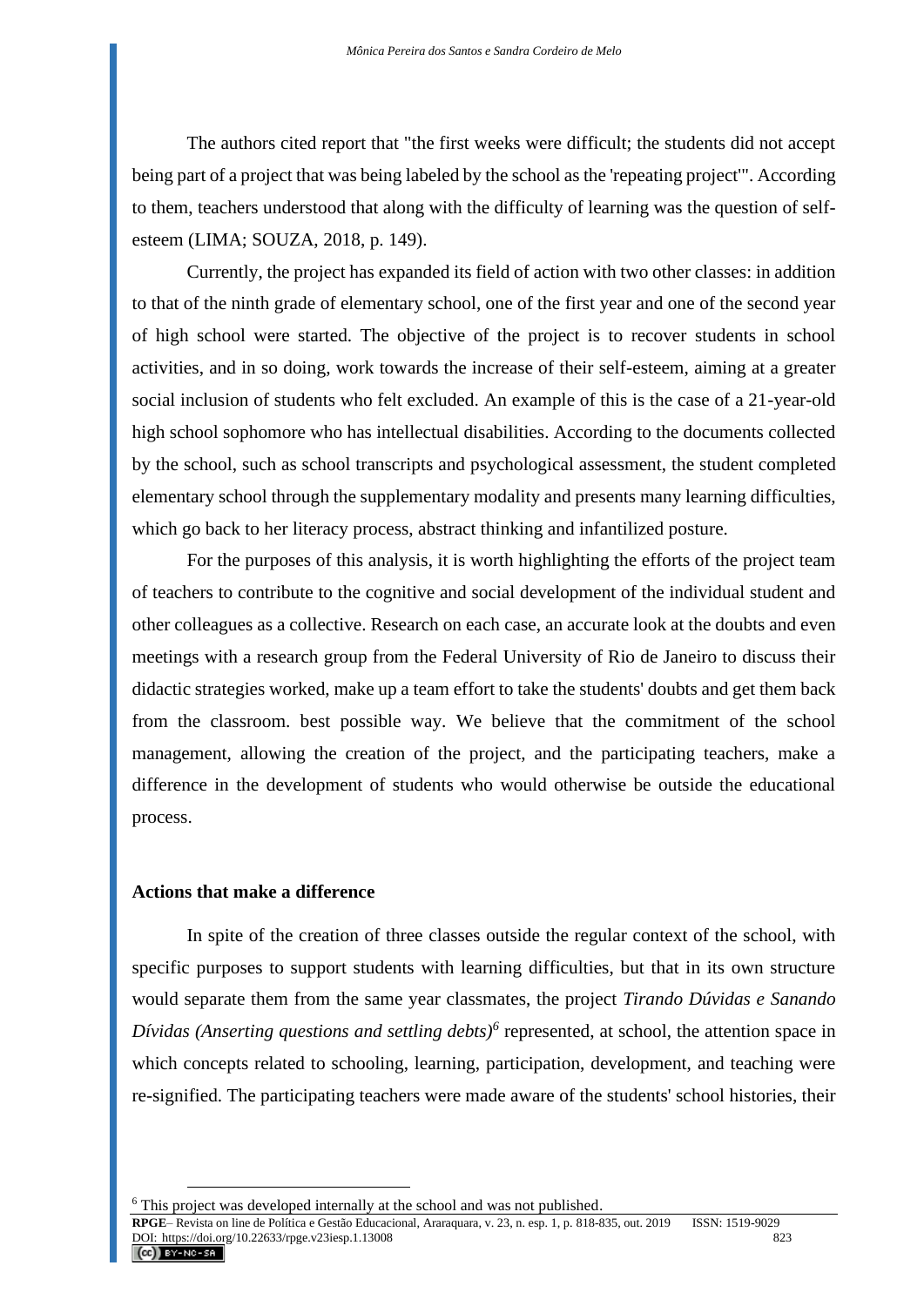The authors cited report that "the first weeks were difficult; the students did not accept being part of a project that was being labeled by the school as the 'repeating project'". According to them, teachers understood that along with the difficulty of learning was the question of self-esteem (LIMA; SOUZA, 2018, p. 149).

Currently, the project has expanded its field of action with two other classes: in addition to that of the ninth grade of elementary school, one of the first year and one of the second year of high school were started. The objective of the project is to recover students in school activities, and in so doing, work towards the increase of their self-esteem, aiming at a greater social inclusion of students who felt excluded. An example of this is the case of a 21-year-old high school sophomore who has intellectual disabilities. According to the documents collected by the school, such as school transcripts and psychological assessment, the student completed elementary school through the supplementary modality and presents many learning difficulties, which go back to her literacy process, abstract thinking and infantilized posture.

For the purposes of this analysis, it is worth highlighting the efforts of the project team of teachers to contribute to the cognitive and social development of the individual student and other colleagues as a collective. Research on each case, an accurate look at the doubts and even meetings with a research group from the Federal University of Rio de Janeiro to discuss their didactic strategies worked, make up a team effort to take the students' doubts and get them back from the classroom. best possible way. We believe that the commitment of the school management, allowing the creation of the project, and the participating teachers, make a difference in the development of students who would otherwise be outside the educational process.

## Actions that make a difference

In spite of the creation of three classes outside the regular context of the school, with specific purposes to support students with learning difficulties, but that in its own structure would separate them from the same year classmates, the project *Tirando Dúvidas e Sanando Dívidas (Anserting questions and settling debts)*[6] represented, at school, the attention space in which concepts related to schooling, learning, participation, development, and teaching were re-signified. The participating teachers were made aware of the students' school histories, their

[6] This project was developed internally at the school and was not published.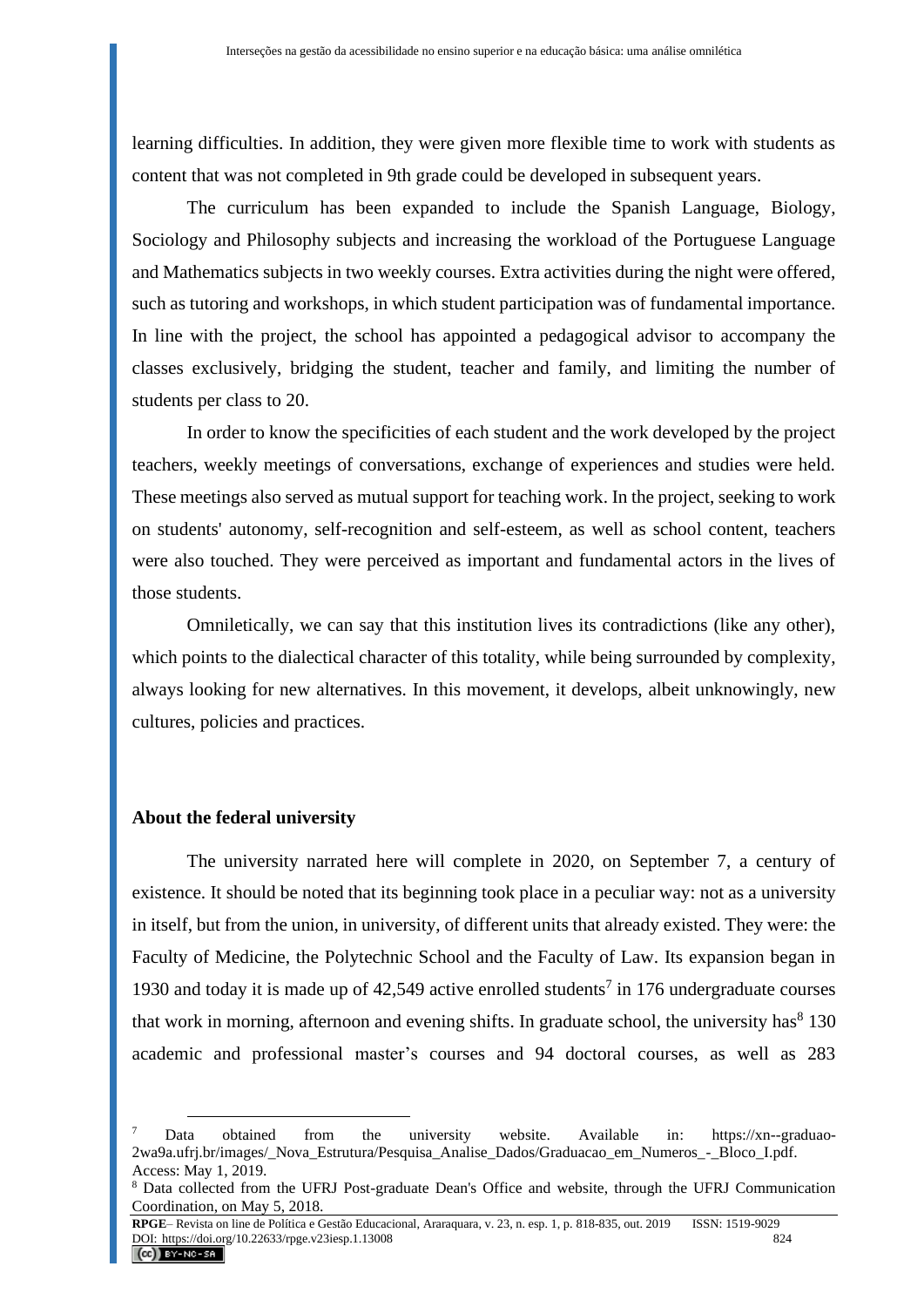learning difficulties. In addition, they were given more flexible time to work with students as content that was not completed in 9th grade could be developed in subsequent years.

The curriculum has been expanded to include the Spanish Language, Biology, Sociology and Philosophy subjects and increasing the workload of the Portuguese Language and Mathematics subjects in two weekly courses. Extra activities during the night were offered, such as tutoring and workshops, in which student participation was of fundamental importance. In line with the project, the school has appointed a pedagogical advisor to accompany the classes exclusively, bridging the student, teacher and family, and limiting the number of students per class to 20.

In order to know the specificities of each student and the work developed by the project teachers, weekly meetings of conversations, exchange of experiences and studies were held. These meetings also served as mutual support for teaching work. In the project, seeking to work on students' autonomy, self-recognition and self-esteem, as well as school content, teachers were also touched. They were perceived as important and fundamental actors in the lives of those students.

Omniletically, we can say that this institution lives its contradictions (like any other), which points to the dialectical character of this totality, while being surrounded by complexity, always looking for new alternatives. In this movement, it develops, albeit unknowingly, new cultures, policies and practices.

## About the federal university

The university narrated here will complete in 2020, on September 7, a century of existence. It should be noted that its beginning took place in a peculiar way: not as a university in itself, but from the union, in university, of different units that already existed. They were: the Faculty of Medicine, the Polytechnic School and the Faculty of Law. Its expansion began in 1930 and today it is made up of 42,549 active enrolled students[7] in 176 undergraduate courses that work in morning, afternoon and evening shifts. In graduate school, the university has[8] 130 academic and professional master's courses and 94 doctoral courses, as well as 283

---

[7] Data obtained from the university website. Available in: https://xn--graduao-2wa9a.ufrj.br/images/_Nova_Estrutura/Pesquisa_Analise_Dados/Graduacao_em_Numeros_-_Bloco_I.pdf. Access: May 1, 2019.

[8] Data collected from the UFRJ Post-graduate Dean's Office and website, through the UFRJ Communication Coordination, on May 5, 2018.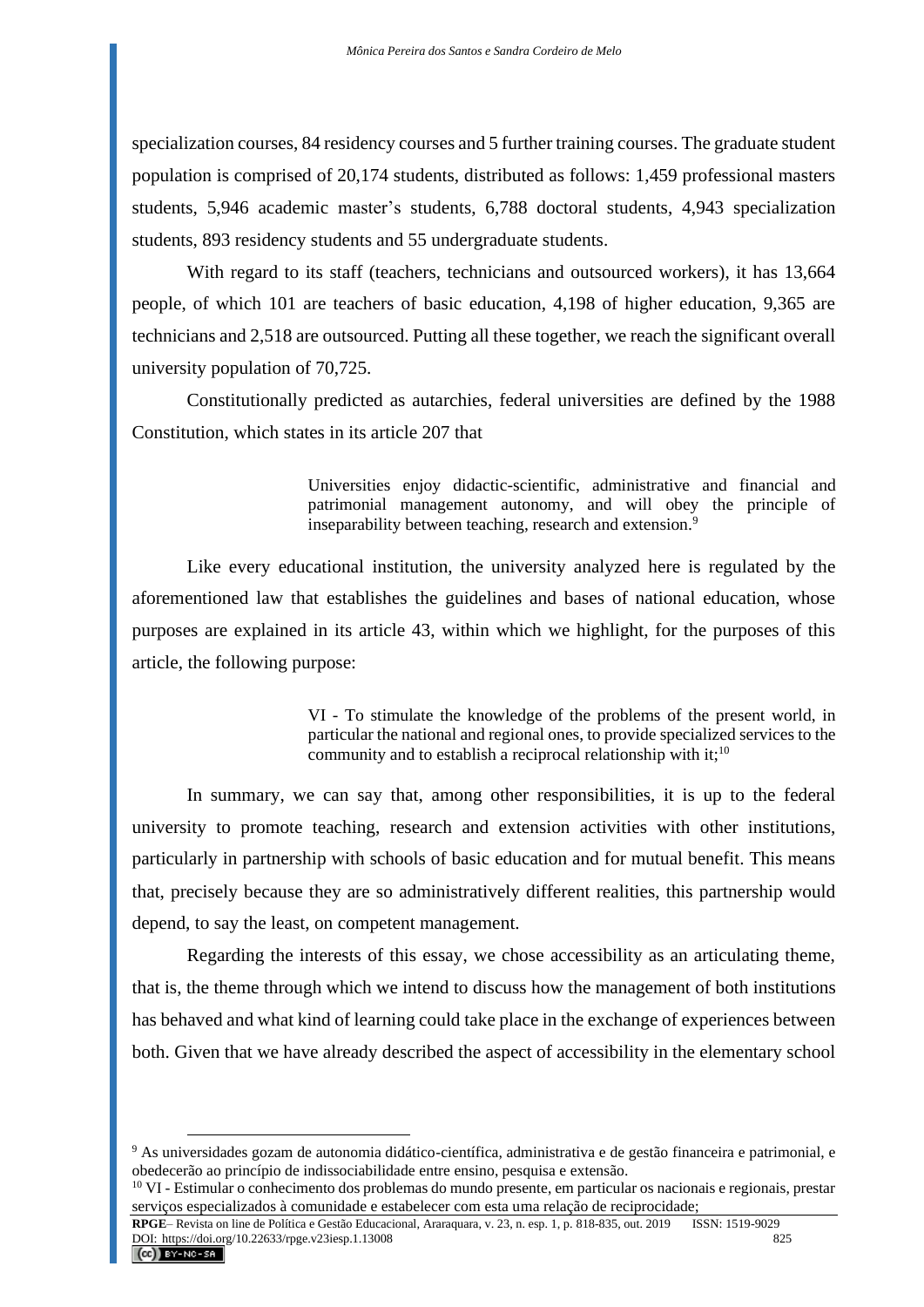specialization courses, 84 residency courses and 5 further training courses. The graduate student population is comprised of 20,174 students, distributed as follows: 1,459 professional masters students, 5,946 academic master's students, 6,788 doctoral students, 4,943 specialization students, 893 residency students and 55 undergraduate students.

With regard to its staff (teachers, technicians and outsourced workers), it has 13,664 people, of which 101 are teachers of basic education, 4,198 of higher education, 9,365 are technicians and 2,518 are outsourced. Putting all these together, we reach the significant overall university population of 70,725.

Constitutionally predicted as autarchies, federal universities are defined by the 1988 Constitution, which states in its article 207 that

> Universities enjoy didactic-scientific, administrative and financial and patrimonial management autonomy, and will obey the principle of inseparability between teaching, research and extension.[9]

Like every educational institution, the university analyzed here is regulated by the aforementioned law that establishes the guidelines and bases of national education, whose purposes are explained in its article 43, within which we highlight, for the purposes of this article, the following purpose:

> VI - To stimulate the knowledge of the problems of the present world, in particular the national and regional ones, to provide specialized services to the community and to establish a reciprocal relationship with it;[10]

In summary, we can say that, among other responsibilities, it is up to the federal university to promote teaching, research and extension activities with other institutions, particularly in partnership with schools of basic education and for mutual benefit. This means that, precisely because they are so administratively different realities, this partnership would depend, to say the least, on competent management.

Regarding the interests of this essay, we chose accessibility as an articulating theme, that is, the theme through which we intend to discuss how the management of both institutions has behaved and what kind of learning could take place in the exchange of experiences between both. Given that we have already described the aspect of accessibility in the elementary school

---

[9] As universidades gozam de autonomia didático-científica, administrativa e de gestão financeira e patrimonial, e obedecerão ao princípio de indissociabilidade entre ensino, pesquisa e extensão.

[10] VI - Estimular o conhecimento dos problemas do mundo presente, em particular os nacionais e regionais, prestar serviços especializados à comunidade e estabelecer com esta uma relação de reciprocidade;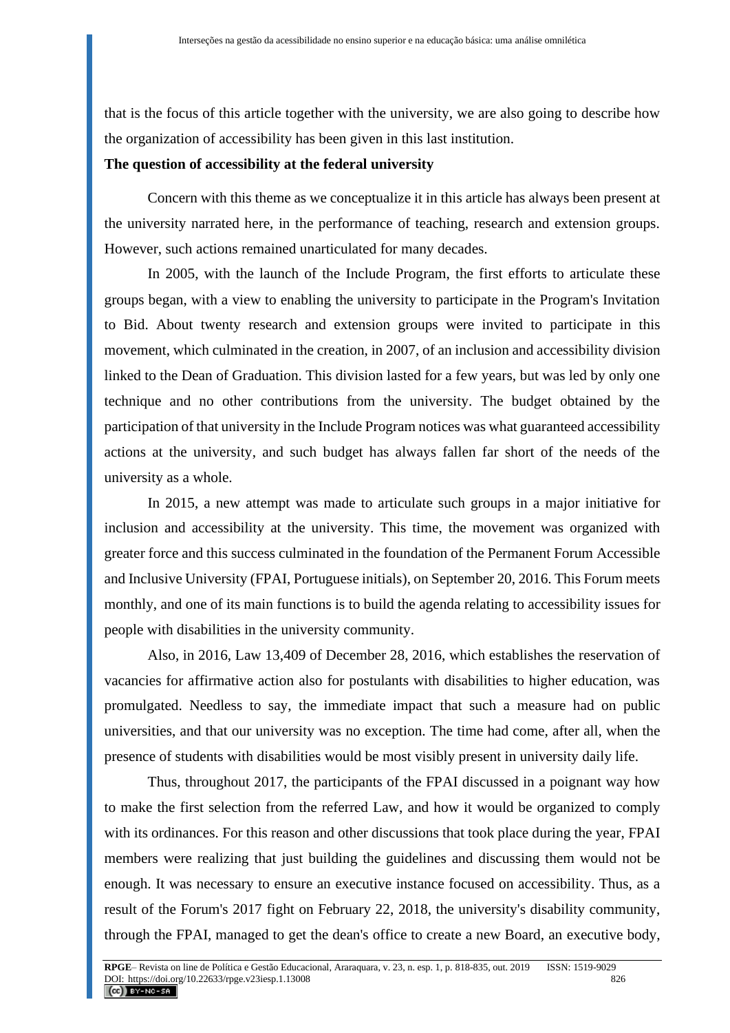that is the focus of this article together with the university, we are also going to describe how the organization of accessibility has been given in this last institution.

**The question of accessibility at the federal university**

Concern with this theme as we conceptualize it in this article has always been present at the university narrated here, in the performance of teaching, research and extension groups. However, such actions remained unarticulated for many decades.

In 2005, with the launch of the Include Program, the first efforts to articulate these groups began, with a view to enabling the university to participate in the Program's Invitation to Bid. About twenty research and extension groups were invited to participate in this movement, which culminated in the creation, in 2007, of an inclusion and accessibility division linked to the Dean of Graduation. This division lasted for a few years, but was led by only one technique and no other contributions from the university. The budget obtained by the participation of that university in the Include Program notices was what guaranteed accessibility actions at the university, and such budget has always fallen far short of the needs of the university as a whole.

In 2015, a new attempt was made to articulate such groups in a major initiative for inclusion and accessibility at the university. This time, the movement was organized with greater force and this success culminated in the foundation of the Permanent Forum Accessible and Inclusive University (FPAI, Portuguese initials), on September 20, 2016. This Forum meets monthly, and one of its main functions is to build the agenda relating to accessibility issues for people with disabilities in the university community.

Also, in 2016, Law 13,409 of December 28, 2016, which establishes the reservation of vacancies for affirmative action also for postulants with disabilities to higher education, was promulgated. Needless to say, the immediate impact that such a measure had on public universities, and that our university was no exception. The time had come, after all, when the presence of students with disabilities would be most visibly present in university daily life.

Thus, throughout 2017, the participants of the FPAI discussed in a poignant way how to make the first selection from the referred Law, and how it would be organized to comply with its ordinances. For this reason and other discussions that took place during the year, FPAI members were realizing that just building the guidelines and discussing them would not be enough. It was necessary to ensure an executive instance focused on accessibility. Thus, as a result of the Forum's 2017 fight on February 22, 2018, the university's disability community, through the FPAI, managed to get the dean's office to create a new Board, an executive body,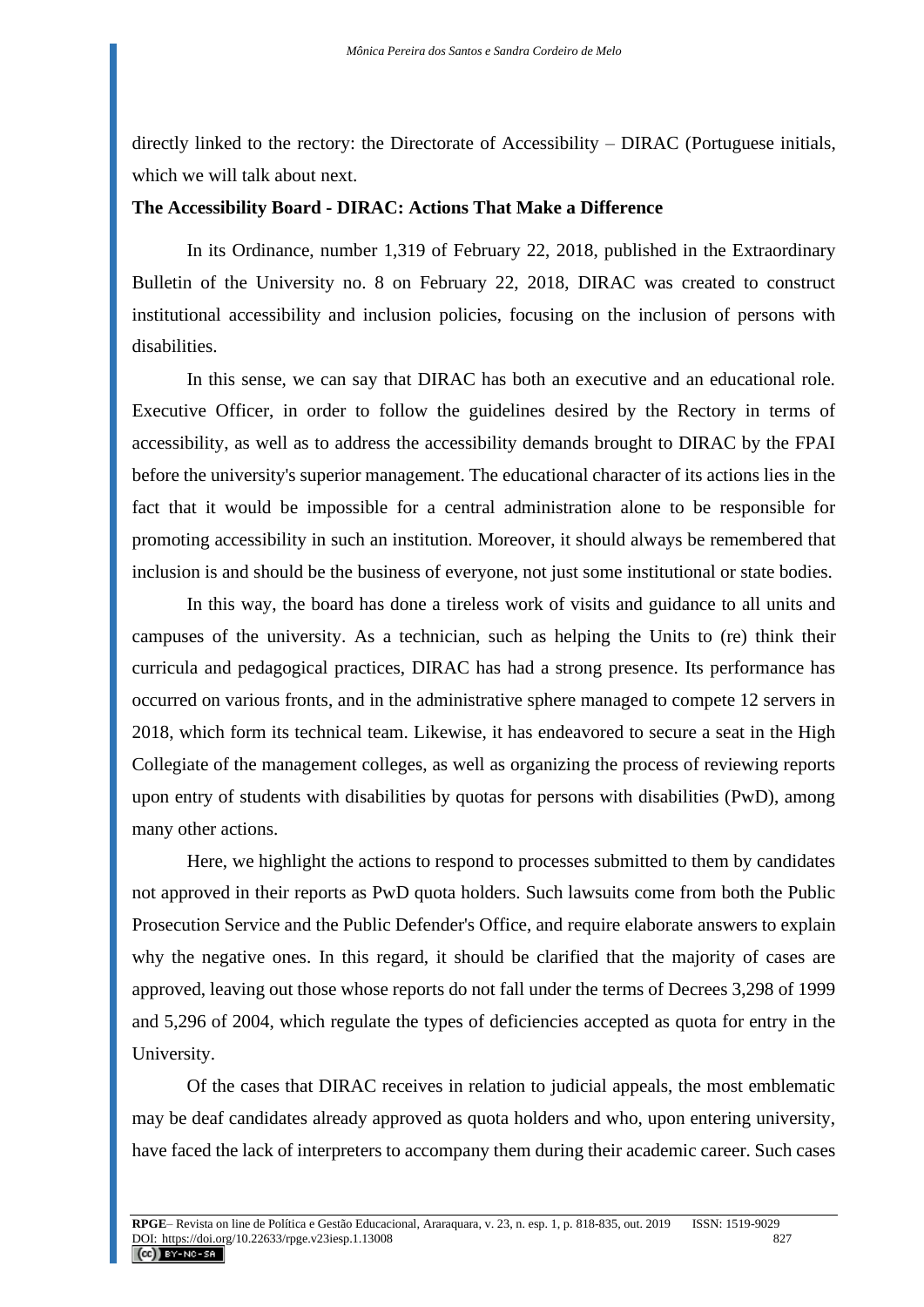directly linked to the rectory: the Directorate of Accessibility – DIRAC (Portuguese initials, which we will talk about next.

**The Accessibility Board - DIRAC: Actions That Make a Difference**

In its Ordinance, number 1,319 of February 22, 2018, published in the Extraordinary Bulletin of the University no. 8 on February 22, 2018, DIRAC was created to construct institutional accessibility and inclusion policies, focusing on the inclusion of persons with disabilities.

In this sense, we can say that DIRAC has both an executive and an educational role. Executive Officer, in order to follow the guidelines desired by the Rectory in terms of accessibility, as well as to address the accessibility demands brought to DIRAC by the FPAI before the university's superior management. The educational character of its actions lies in the fact that it would be impossible for a central administration alone to be responsible for promoting accessibility in such an institution. Moreover, it should always be remembered that inclusion is and should be the business of everyone, not just some institutional or state bodies.

In this way, the board has done a tireless work of visits and guidance to all units and campuses of the university. As a technician, such as helping the Units to (re) think their curricula and pedagogical practices, DIRAC has had a strong presence. Its performance has occurred on various fronts, and in the administrative sphere managed to compete 12 servers in 2018, which form its technical team. Likewise, it has endeavored to secure a seat in the High Collegiate of the management colleges, as well as organizing the process of reviewing reports upon entry of students with disabilities by quotas for persons with disabilities (PwD), among many other actions.

Here, we highlight the actions to respond to processes submitted to them by candidates not approved in their reports as PwD quota holders. Such lawsuits come from both the Public Prosecution Service and the Public Defender's Office, and require elaborate answers to explain why the negative ones. In this regard, it should be clarified that the majority of cases are approved, leaving out those whose reports do not fall under the terms of Decrees 3,298 of 1999 and 5,296 of 2004, which regulate the types of deficiencies accepted as quota for entry in the University.

Of the cases that DIRAC receives in relation to judicial appeals, the most emblematic may be deaf candidates already approved as quota holders and who, upon entering university, have faced the lack of interpreters to accompany them during their academic career. Such cases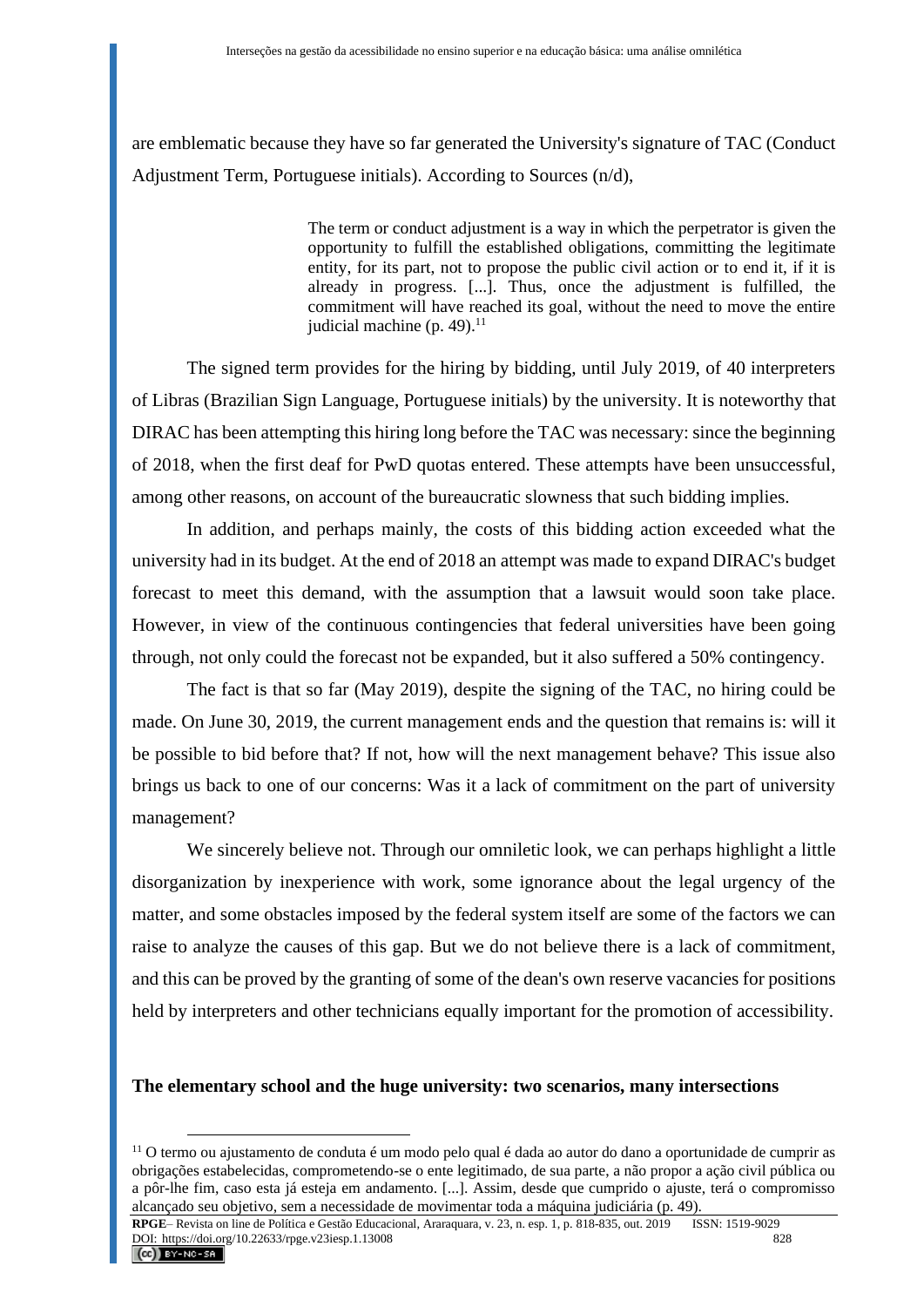are emblematic because they have so far generated the University's signature of TAC (Conduct Adjustment Term, Portuguese initials). According to Sources (n/d),

> The term or conduct adjustment is a way in which the perpetrator is given the opportunity to fulfill the established obligations, committing the legitimate entity, for its part, not to propose the public civil action or to end it, if it is already in progress. [...]. Thus, once the adjustment is fulfilled, the commitment will have reached its goal, without the need to move the entire judicial machine (p. 49).[11]

The signed term provides for the hiring by bidding, until July 2019, of 40 interpreters of Libras (Brazilian Sign Language, Portuguese initials) by the university. It is noteworthy that DIRAC has been attempting this hiring long before the TAC was necessary: since the beginning of 2018, when the first deaf for PwD quotas entered. These attempts have been unsuccessful, among other reasons, on account of the bureaucratic slowness that such bidding implies.

In addition, and perhaps mainly, the costs of this bidding action exceeded what the university had in its budget. At the end of 2018 an attempt was made to expand DIRAC's budget forecast to meet this demand, with the assumption that a lawsuit would soon take place. However, in view of the continuous contingencies that federal universities have been going through, not only could the forecast not be expanded, but it also suffered a 50% contingency.

The fact is that so far (May 2019), despite the signing of the TAC, no hiring could be made. On June 30, 2019, the current management ends and the question that remains is: will it be possible to bid before that? If not, how will the next management behave? This issue also brings us back to one of our concerns: Was it a lack of commitment on the part of university management?

We sincerely believe not. Through our omniletic look, we can perhaps highlight a little disorganization by inexperience with work, some ignorance about the legal urgency of the matter, and some obstacles imposed by the federal system itself are some of the factors we can raise to analyze the causes of this gap. But we do not believe there is a lack of commitment, and this can be proved by the granting of some of the dean's own reserve vacancies for positions held by interpreters and other technicians equally important for the promotion of accessibility.

## The elementary school and the huge university: two scenarios, many intersections

---

[11] O termo ou ajustamento de conduta é um modo pelo qual é dada ao autor do dano a oportunidade de cumprir as obrigações estabelecidas, comprometendo-se o ente legitimado, de sua parte, a não propor a ação civil pública ou a pôr-lhe fim, caso esta já esteja em andamento. [...]. Assim, desde que cumprido o ajuste, terá o compromisso alcançado seu objetivo, sem a necessidade de movimentar toda a máquina judiciária (p. 49).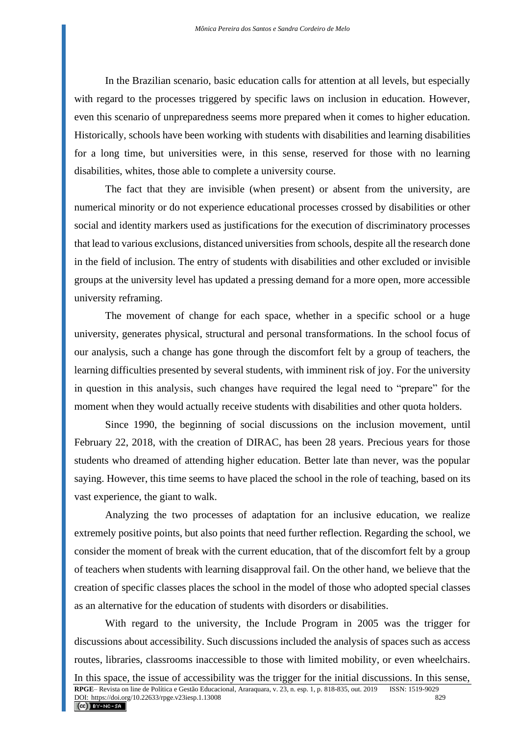In the Brazilian scenario, basic education calls for attention at all levels, but especially with regard to the processes triggered by specific laws on inclusion in education. However, even this scenario of unpreparedness seems more prepared when it comes to higher education. Historically, schools have been working with students with disabilities and learning disabilities for a long time, but universities were, in this sense, reserved for those with no learning disabilities, whites, those able to complete a university course.

The fact that they are invisible (when present) or absent from the university, are numerical minority or do not experience educational processes crossed by disabilities or other social and identity markers used as justifications for the execution of discriminatory processes that lead to various exclusions, distanced universities from schools, despite all the research done in the field of inclusion. The entry of students with disabilities and other excluded or invisible groups at the university level has updated a pressing demand for a more open, more accessible university reframing.

The movement of change for each space, whether in a specific school or a huge university, generates physical, structural and personal transformations. In the school focus of our analysis, such a change has gone through the discomfort felt by a group of teachers, the learning difficulties presented by several students, with imminent risk of joy. For the university in question in this analysis, such changes have required the legal need to "prepare" for the moment when they would actually receive students with disabilities and other quota holders.

Since 1990, the beginning of social discussions on the inclusion movement, until February 22, 2018, with the creation of DIRAC, has been 28 years. Precious years for those students who dreamed of attending higher education. Better late than never, was the popular saying. However, this time seems to have placed the school in the role of teaching, based on its vast experience, the giant to walk.

Analyzing the two processes of adaptation for an inclusive education, we realize extremely positive points, but also points that need further reflection. Regarding the school, we consider the moment of break with the current education, that of the discomfort felt by a group of teachers when students with learning disapproval fail. On the other hand, we believe that the creation of specific classes places the school in the model of those who adopted special classes as an alternative for the education of students with disorders or disabilities.

With regard to the university, the Include Program in 2005 was the trigger for discussions about accessibility. Such discussions included the analysis of spaces such as access routes, libraries, classrooms inaccessible to those with limited mobility, or even wheelchairs. In this space, the issue of accessibility was the trigger for the initial discussions. In this sense,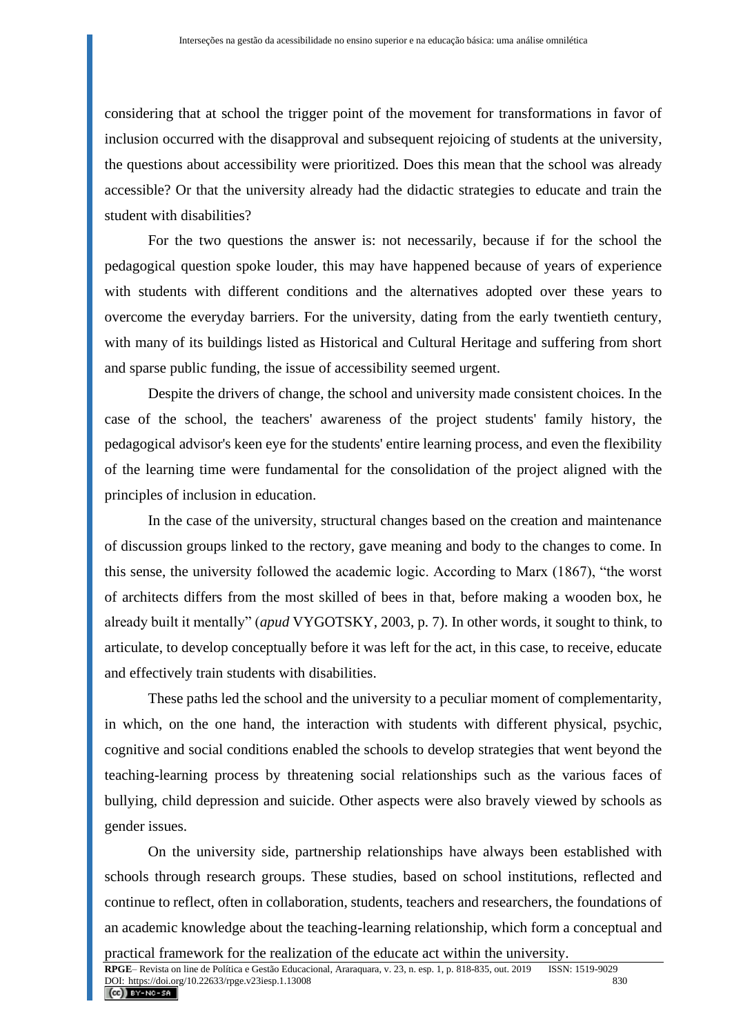considering that at school the trigger point of the movement for transformations in favor of inclusion occurred with the disapproval and subsequent rejoicing of students at the university, the questions about accessibility were prioritized. Does this mean that the school was already accessible? Or that the university already had the didactic strategies to educate and train the student with disabilities?

For the two questions the answer is: not necessarily, because if for the school the pedagogical question spoke louder, this may have happened because of years of experience with students with different conditions and the alternatives adopted over these years to overcome the everyday barriers. For the university, dating from the early twentieth century, with many of its buildings listed as Historical and Cultural Heritage and suffering from short and sparse public funding, the issue of accessibility seemed urgent.

Despite the drivers of change, the school and university made consistent choices. In the case of the school, the teachers' awareness of the project students' family history, the pedagogical advisor's keen eye for the students' entire learning process, and even the flexibility of the learning time were fundamental for the consolidation of the project aligned with the principles of inclusion in education.

In the case of the university, structural changes based on the creation and maintenance of discussion groups linked to the rectory, gave meaning and body to the changes to come. In this sense, the university followed the academic logic. According to Marx (1867), "the worst of architects differs from the most skilled of bees in that, before making a wooden box, he already built it mentally" (*apud* VYGOTSKY, 2003, p. 7). In other words, it sought to think, to articulate, to develop conceptually before it was left for the act, in this case, to receive, educate and effectively train students with disabilities.

These paths led the school and the university to a peculiar moment of complementarity, in which, on the one hand, the interaction with students with different physical, psychic, cognitive and social conditions enabled the schools to develop strategies that went beyond the teaching-learning process by threatening social relationships such as the various faces of bullying, child depression and suicide. Other aspects were also bravely viewed by schools as gender issues.

On the university side, partnership relationships have always been established with schools through research groups. These studies, based on school institutions, reflected and continue to reflect, often in collaboration, students, teachers and researchers, the foundations of an academic knowledge about the teaching-learning relationship, which form a conceptual and practical framework for the realization of the educate act within the university.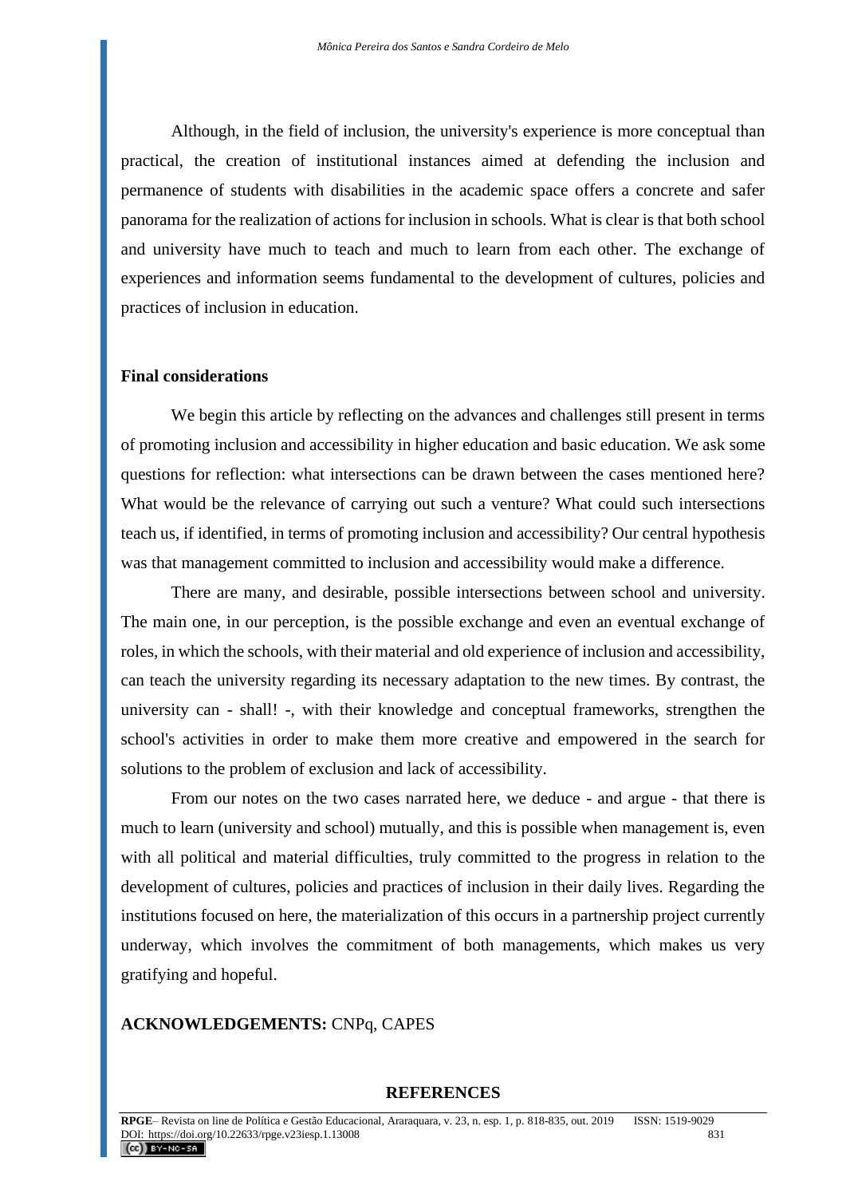Although, in the field of inclusion, the university's experience is more conceptual than practical, the creation of institutional instances aimed at defending the inclusion and permanence of students with disabilities in the academic space offers a concrete and safer panorama for the realization of actions for inclusion in schools. What is clear is that both school and university have much to teach and much to learn from each other. The exchange of experiences and information seems fundamental to the development of cultures, policies and practices of inclusion in education.

## Final considerations

We begin this article by reflecting on the advances and challenges still present in terms of promoting inclusion and accessibility in higher education and basic education. We ask some questions for reflection: what intersections can be drawn between the cases mentioned here? What would be the relevance of carrying out such a venture? What could such intersections teach us, if identified, in terms of promoting inclusion and accessibility? Our central hypothesis was that management committed to inclusion and accessibility would make a difference.

There are many, and desirable, possible intersections between school and university. The main one, in our perception, is the possible exchange and even an eventual exchange of roles, in which the schools, with their material and old experience of inclusion and accessibility, can teach the university regarding its necessary adaptation to the new times. By contrast, the university can - shall! -, with their knowledge and conceptual frameworks, strengthen the school's activities in order to make them more creative and empowered in the search for solutions to the problem of exclusion and lack of accessibility.

From our notes on the two cases narrated here, we deduce - and argue - that there is much to learn (university and school) mutually, and this is possible when management is, even with all political and material difficulties, truly committed to the progress in relation to the development of cultures, policies and practices of inclusion in their daily lives. Regarding the institutions focused on here, the materialization of this occurs in a partnership project currently underway, which involves the commitment of both managements, which makes us very gratifying and hopeful.

**ACKNOWLEDGEMENTS:** CNPq, CAPES

## REFERENCES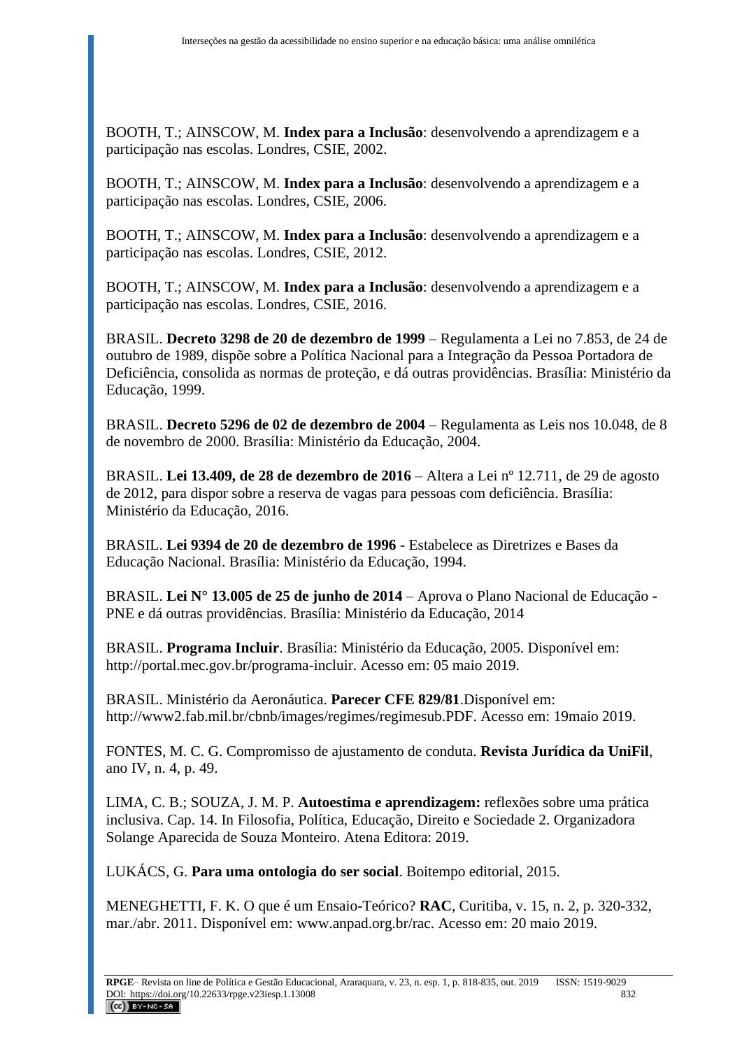BOOTH, T.; AINSCOW, M. **Index para a Inclusão**: desenvolvendo a aprendizagem e a participação nas escolas. Londres, CSIE, 2002.

BOOTH, T.; AINSCOW, M. **Index para a Inclusão**: desenvolvendo a aprendizagem e a participação nas escolas. Londres, CSIE, 2006.

BOOTH, T.; AINSCOW, M. **Index para a Inclusão**: desenvolvendo a aprendizagem e a participação nas escolas. Londres, CSIE, 2012.

BOOTH, T.; AINSCOW, M. **Index para a Inclusão**: desenvolvendo a aprendizagem e a participação nas escolas. Londres, CSIE, 2016.

BRASIL. **Decreto 3298 de 20 de dezembro de 1999** – Regulamenta a Lei no 7.853, de 24 de outubro de 1989, dispõe sobre a Política Nacional para a Integração da Pessoa Portadora de Deficiência, consolida as normas de proteção, e dá outras providências. Brasília: Ministério da Educação, 1999.

BRASIL. **Decreto 5296 de 02 de dezembro de 2004** – Regulamenta as Leis nos 10.048, de 8 de novembro de 2000. Brasília: Ministério da Educação, 2004.

BRASIL. **Lei 13.409, de 28 de dezembro de 2016** – Altera a Lei nº 12.711, de 29 de agosto de 2012, para dispor sobre a reserva de vagas para pessoas com deficiência. Brasília: Ministério da Educação, 2016.

BRASIL. **Lei 9394 de 20 de dezembro de 1996** - Estabelece as Diretrizes e Bases da Educação Nacional. Brasília: Ministério da Educação, 1994.

BRASIL. **Lei N° 13.005 de 25 de junho de 2014** – Aprova o Plano Nacional de Educação - PNE e dá outras providências. Brasília: Ministério da Educação, 2014

BRASIL. **Programa Incluir**. Brasília: Ministério da Educação, 2005. Disponível em: http://portal.mec.gov.br/programa-incluir. Acesso em: 05 maio 2019.

BRASIL. Ministério da Aeronáutica. **Parecer CFE 829/81**.Disponível em: http://www2.fab.mil.br/cbnb/images/regimes/regimesub.PDF. Acesso em: 19maio 2019.

FONTES, M. C. G. Compromisso de ajustamento de conduta. **Revista Jurídica da UniFil**, ano IV, n. 4, p. 49.

LIMA, C. B.; SOUZA, J. M. P. **Autoestima e aprendizagem:** reflexões sobre uma prática inclusiva. Cap. 14. In Filosofia, Política, Educação, Direito e Sociedade 2. Organizadora Solange Aparecida de Souza Monteiro. Atena Editora: 2019.

LUKÁCS, G. **Para uma ontologia do ser social**. Boitempo editorial, 2015.

MENEGHETTI, F. K. O que é um Ensaio-Teórico? **RAC**, Curitiba, v. 15, n. 2, p. 320-332, mar./abr. 2011. Disponível em: www.anpad.org.br/rac. Acesso em: 20 maio 2019.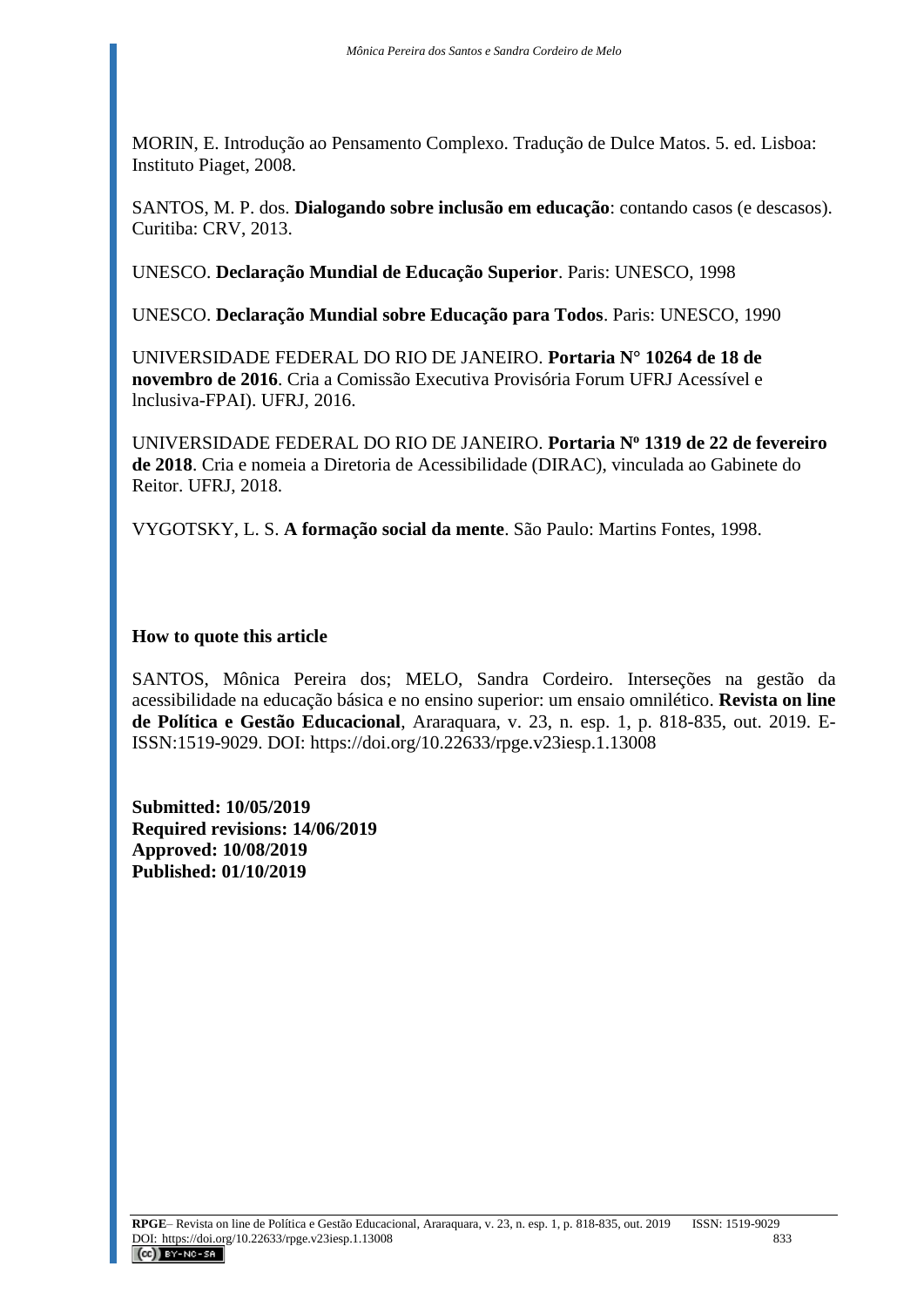MORIN, E. Introdução ao Pensamento Complexo. Tradução de Dulce Matos. 5. ed. Lisboa: Instituto Piaget, 2008.

SANTOS, M. P. dos. **Dialogando sobre inclusão em educação**: contando casos (e descasos). Curitiba: CRV, 2013.

UNESCO. **Declaração Mundial de Educação Superior**. Paris: UNESCO, 1998

UNESCO. **Declaração Mundial sobre Educação para Todos**. Paris: UNESCO, 1990

UNIVERSIDADE FEDERAL DO RIO DE JANEIRO. **Portaria N° 10264 de 18 de novembro de 2016**. Cria a Comissão Executiva Provisória Forum UFRJ Acessível e lnclusiva-FPAI). UFRJ, 2016.

UNIVERSIDADE FEDERAL DO RIO DE JANEIRO. **Portaria Nº 1319 de 22 de fevereiro de 2018**. Cria e nomeia a Diretoria de Acessibilidade (DIRAC), vinculada ao Gabinete do Reitor. UFRJ, 2018.

VYGOTSKY, L. S. **A formação social da mente**. São Paulo: Martins Fontes, 1998.

**How to quote this article**

SANTOS, Mônica Pereira dos; MELO, Sandra Cordeiro. Interseções na gestão da acessibilidade na educação básica e no ensino superior: um ensaio omnilético. **Revista on line de Política e Gestão Educacional**, Araraquara, v. 23, n. esp. 1, p. 818-835, out. 2019. E-ISSN:1519-9029. DOI: https://doi.org/10.22633/rpge.v23iesp.1.13008

**Submitted: 10/05/2019**
**Required revisions: 14/06/2019**
**Approved: 10/08/2019**
**Published: 01/10/2019**